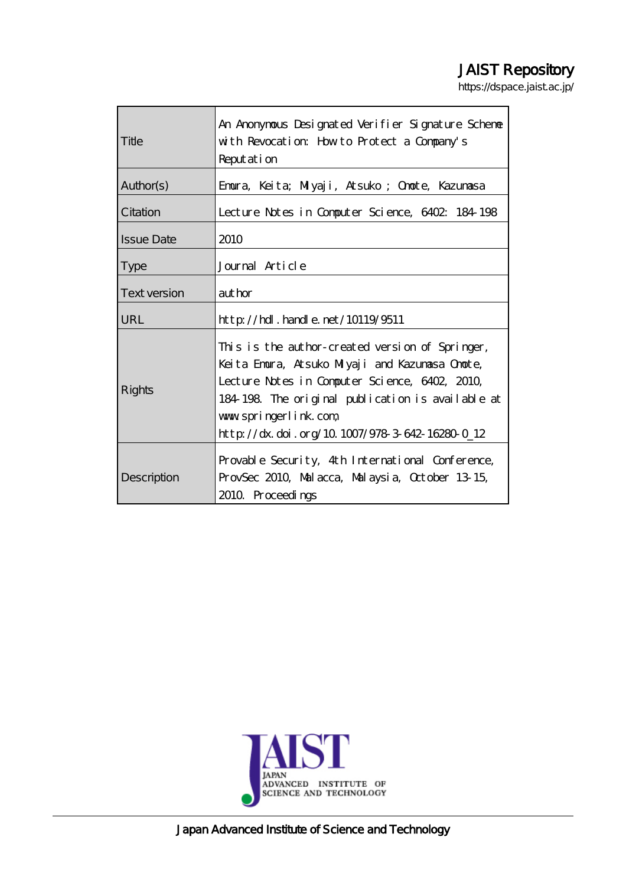JAIST Repository

https://dspace.jaist.ac.jp/

| | |
|---|---|
| Title | An Anonymous Designated Verifier Signature Scheme with Revocation: How to Protect a Company's Reputation |
| Author(s) | Emura, Keita; Miyaji, Atsuko ; Omote, Kazumasa |
| Citation | Lecture Notes in Computer Science, 6402: 184-198 |
| Issue Date | 2010 |
| Type | Journal Article |
| Text version | author |
| URL | http://hdl.handle.net/10119/9511 |
| Rights | This is the author-created version of Springer, Keita Emura, Atsuko Miyaji and Kazumasa Omote, Lecture Notes in Computer Science, 6402, 2010, 184-198. The original publication is available at www.springerlink.com, http://dx.doi.org/10.1007/978-3-642-16280-0_12 |
| Description | Provable Security, 4th International Conference, ProvSec 2010, Malacca, Malaysia, October 13-15, 2010. Proceedings |

Japan Advanced Institute of Science and Technology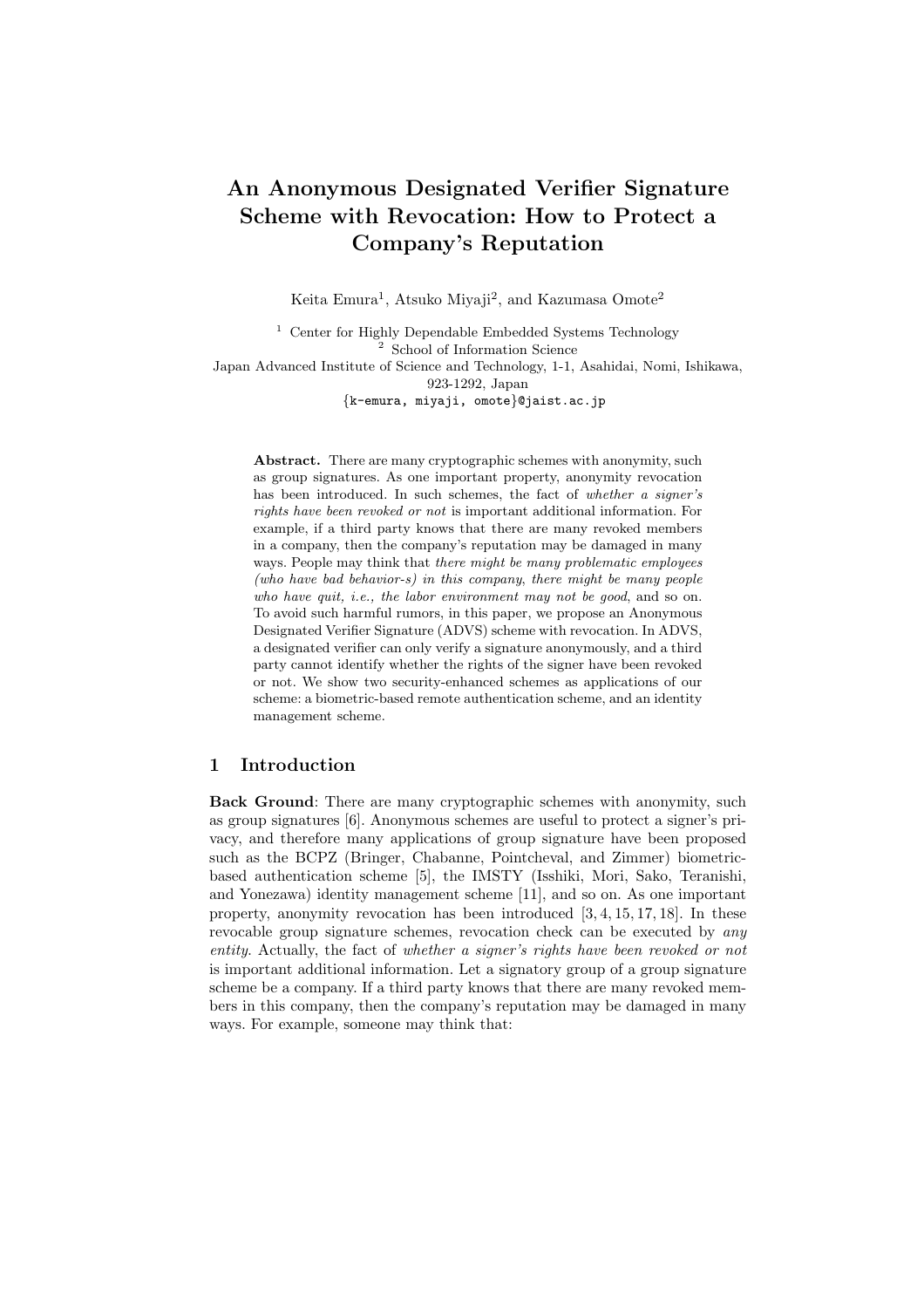# An Anonymous Designated Verifier Signature Scheme with Revocation: How to Protect a Company's Reputation

Keita Emura[1], Atsuko Miyaji[2], and Kazumasa Omote[2]

[1] Center for Highly Dependable Embedded Systems Technology
[2] School of Information Science
Japan Advanced Institute of Science and Technology, 1-1, Asahidai, Nomi, Ishikawa, 923-1292, Japan
{k-emura, miyaji, omote}@jaist.ac.jp

**Abstract.** There are many cryptographic schemes with anonymity, such as group signatures. As one important property, anonymity revocation has been introduced. In such schemes, the fact of *whether a signer's rights have been revoked or not* is important additional information. For example, if a third party knows that there are many revoked members in a company, then the company's reputation may be damaged in many ways. People may think that *there might be many problematic employees (who have bad behavior-s) in this company, there might be many people who have quit, i.e., the labor environment may not be good*, and so on. To avoid such harmful rumors, in this paper, we propose an Anonymous Designated Verifier Signature (ADVS) scheme with revocation. In ADVS, a designated verifier can only verify a signature anonymously, and a third party cannot identify whether the rights of the signer have been revoked or not. We show two security-enhanced schemes as applications of our scheme: a biometric-based remote authentication scheme, and an identity management scheme.

## 1 Introduction

**Back Ground**: There are many cryptographic schemes with anonymity, such as group signatures [6]. Anonymous schemes are useful to protect a signer's privacy, and therefore many applications of group signature have been proposed such as the BCPZ (Bringer, Chabanne, Pointcheval, and Zimmer) biometric-based authentication scheme [5], the IMSTY (Isshiki, Mori, Sako, Teranishi, and Yonezawa) identity management scheme [11], and so on. As one important property, anonymity revocation has been introduced [3, 4, 15, 17, 18]. In these revocable group signature schemes, revocation check can be executed by *any entity*. Actually, the fact of *whether a signer's rights have been revoked or not* is important additional information. Let a signatory group of a group signature scheme be a company. If a third party knows that there are many revoked members in this company, then the company's reputation may be damaged in many ways. For example, someone may think that: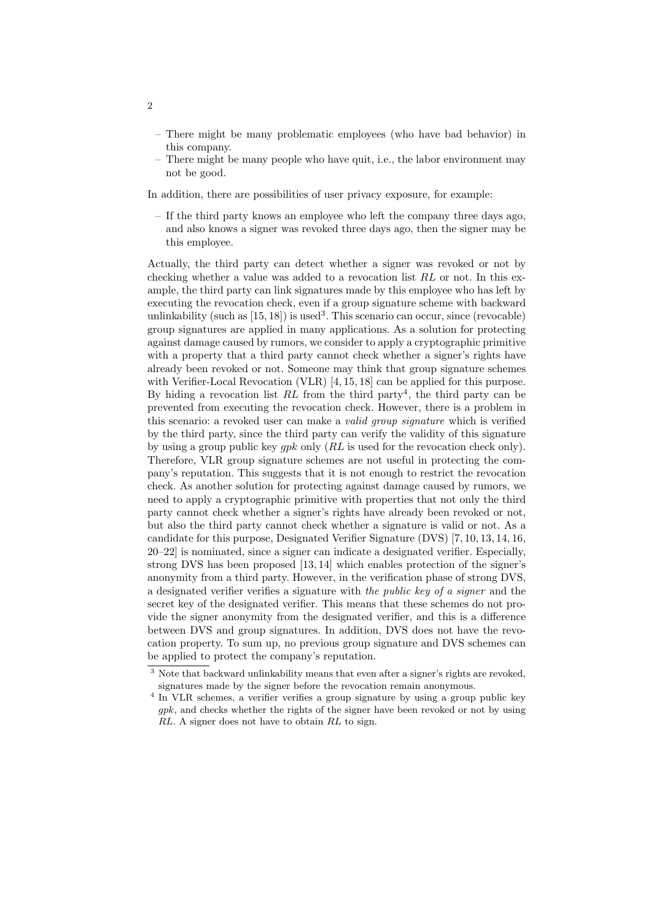- There might be many problematic employees (who have bad behavior) in this company.
- There might be many people who have quit, i.e., the labor environment may not be good.

In addition, there are possibilities of user privacy exposure, for example:

- If the third party knows an employee who left the company three days ago, and also knows a signer was revoked three days ago, then the signer may be this employee.

Actually, the third party can detect whether a signer was revoked or not by checking whether a value was added to a revocation list $RL$ or not. In this example, the third party can link signatures made by this employee who has left by executing the revocation check, even if a group signature scheme with backward unlinkability (such as [15, 18]) is used[3]. This scenario can occur, since (revocable) group signatures are applied in many applications. As a solution for protecting against damage caused by rumors, we consider to apply a cryptographic primitive with a property that a third party cannot check whether a signer's rights have already been revoked or not. Someone may think that group signature schemes with Verifier-Local Revocation (VLR) [4, 15, 18] can be applied for this purpose. By hiding a revocation list $RL$ from the third party[4], the third party can be prevented from executing the revocation check. However, there is a problem in this scenario: a revoked user can make a *valid group signature* which is verified by the third party, since the third party can verify the validity of this signature by using a group public key $gpk$ only ($RL$ is used for the revocation check only). Therefore, VLR group signature schemes are not useful in protecting the company's reputation. This suggests that it is not enough to restrict the revocation check. As another solution for protecting against damage caused by rumors, we need to apply a cryptographic primitive with properties that not only the third party cannot check whether a signer's rights have already been revoked or not, but also the third party cannot check whether a signature is valid or not. As a candidate for this purpose, Designated Verifier Signature (DVS) [7, 10, 13, 14, 16, 20–22] is nominated, since a signer can indicate a designated verifier. Especially, strong DVS has been proposed [13, 14] which enables protection of the signer's anonymity from a third party. However, in the verification phase of strong DVS, a designated verifier verifies a signature with *the public key of a signer* and the secret key of the designated verifier. This means that these schemes do not provide the signer anonymity from the designated verifier, and this is a difference between DVS and group signatures. In addition, DVS does not have the revocation property. To sum up, no previous group signature and DVS schemes can be applied to protect the company's reputation.

[3] Note that backward unlinkability means that even after a signer's rights are revoked, signatures made by the signer before the revocation remain anonymous.

[4] In VLR schemes, a verifier verifies a group signature by using a group public key $gpk$, and checks whether the rights of the signer have been revoked or not by using $RL$. A signer does not have to obtain $RL$ to sign.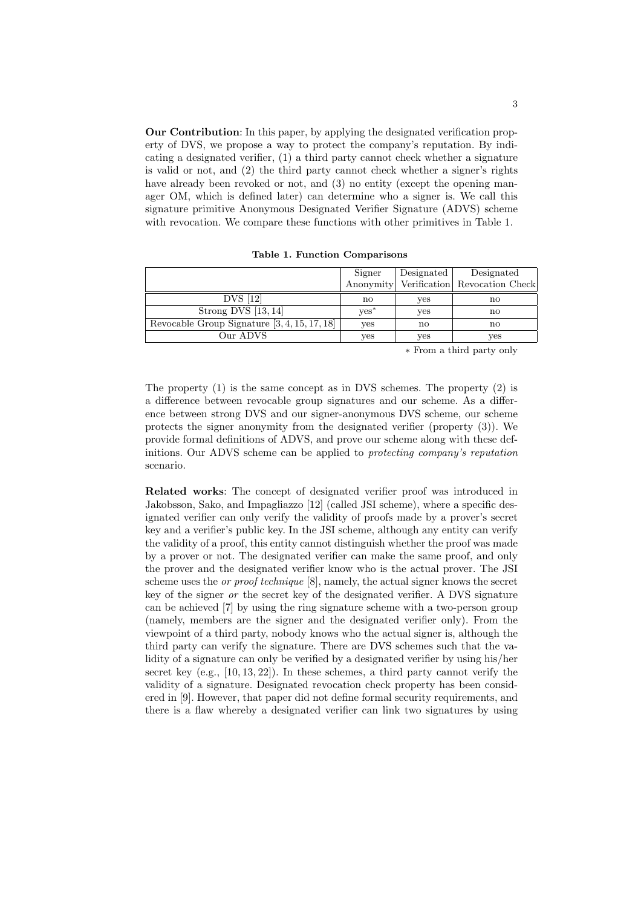**Our Contribution**: In this paper, by applying the designated verification property of DVS, we propose a way to protect the company's reputation. By indicating a designated verifier, (1) a third party cannot check whether a signature is valid or not, and (2) the third party cannot check whether a signer's rights have already been revoked or not, and (3) no entity (except the opening manager OM, which is defined later) can determine who a signer is. We call this signature primitive Anonymous Designated Verifier Signature (ADVS) scheme with revocation. We compare these functions with other primitives in Table 1.

**Table 1. Function Comparisons**

| | Signer Anonymity | Designated Verification | Designated Revocation Check |
|---|---|---|---|
| DVS [12] | no | yes | no |
| Strong DVS [13, 14] | yes* | yes | no |
| Revocable Group Signature [3, 4, 15, 17, 18] | yes | no | no |
| Our ADVS | yes | yes | yes |

\* From a third party only

The property (1) is the same concept as in DVS schemes. The property (2) is a difference between revocable group signatures and our scheme. As a difference between strong DVS and our signer-anonymous DVS scheme, our scheme protects the signer anonymity from the designated verifier (property (3)). We provide formal definitions of ADVS, and prove our scheme along with these definitions. Our ADVS scheme can be applied to *protecting company's reputation* scenario.

**Related works**: The concept of designated verifier proof was introduced in Jakobsson, Sako, and Impagliazzo [12] (called JSI scheme), where a specific designated verifier can only verify the validity of proofs made by a prover's secret key and a verifier's public key. In the JSI scheme, although any entity can verify the validity of a proof, this entity cannot distinguish whether the proof was made by a prover or not. The designated verifier can make the same proof, and only the prover and the designated verifier know who is the actual prover. The JSI scheme uses the *or proof technique* [8], namely, the actual signer knows the secret key of the signer *or* the secret key of the designated verifier. A DVS signature can be achieved [7] by using the ring signature scheme with a two-person group (namely, members are the signer and the designated verifier only). From the viewpoint of a third party, nobody knows who the actual signer is, although the third party can verify the signature. There are DVS schemes such that the validity of a signature can only be verified by a designated verifier by using his/her secret key (e.g., [10, 13, 22]). In these schemes, a third party cannot verify the validity of a signature. Designated revocation check property has been considered in [9]. However, that paper did not define formal security requirements, and there is a flaw whereby a designated verifier can link two signatures by using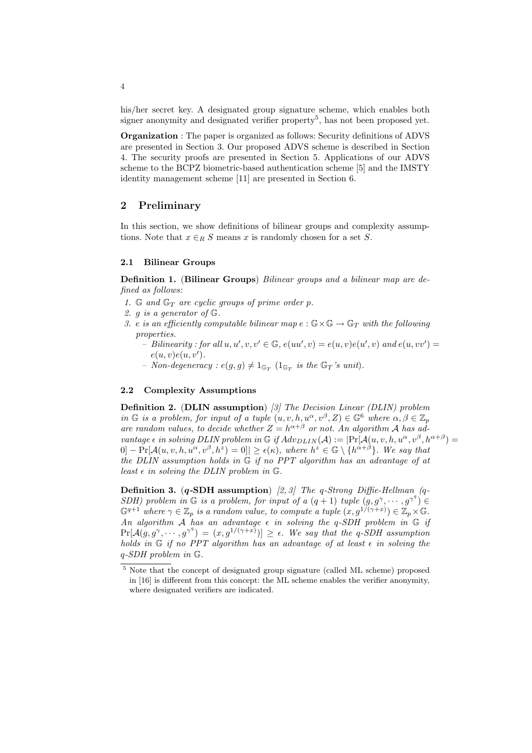his/her secret key. A designated group signature scheme, which enables both signer anonymity and designated verifier property[5], has not been proposed yet.

**Organization** : The paper is organized as follows: Security definitions of ADVS are presented in Section 3. Our proposed ADVS scheme is described in Section 4. The security proofs are presented in Section 5. Applications of our ADVS scheme to the BCPZ biometric-based authentication scheme [5] and the IMSTY identity management scheme [11] are presented in Section 6.

## 2 Preliminary

In this section, we show definitions of bilinear groups and complexity assumptions. Note that $x \in_R S$ means $x$ is randomly chosen for a set $S$.

### 2.1 Bilinear Groups

**Definition 1.** (**Bilinear Groups**) *Bilinear groups and a bilinear map are defined as follows:*

1. *$\mathbb{G}$ and $\mathbb{G}_T$ are cyclic groups of prime order $p$.*
2. *$g$ is a generator of $\mathbb{G}$.*
3. *$e$ is an efficiently computable bilinear map $e : \mathbb{G} \times \mathbb{G} \to \mathbb{G}_T$ with the following properties.*
   - *Bilinearity : for all $u, u', v, v' \in \mathbb{G}$, $e(uu', v) = e(u, v)e(u', v)$ and $e(u, vv') = e(u, v)e(u, v')$.*
   - *Non-degeneracy : $e(g, g) \neq 1_{\mathbb{G}_T}$ ($1_{\mathbb{G}_T}$ is the $\mathbb{G}_T$'s unit).*

### 2.2 Complexity Assumptions

**Definition 2.** (**DLIN assumption**) *[3] The Decision Linear (DLIN) problem in $\mathbb{G}$ is a problem, for input of a tuple $(u, v, h, u^{\alpha}, v^{\beta}, Z) \in \mathbb{G}^6$ where $\alpha, \beta \in \mathbb{Z}_p$ are random values, to decide whether $Z = h^{\alpha+\beta}$ or not. An algorithm $\mathcal{A}$ has advantage $\epsilon$ in solving DLIN problem in $\mathbb{G}$ if $Adv_{DLIN}(\mathcal{A}) := |\Pr[\mathcal{A}(u, v, h, u^{\alpha}, v^{\beta}, h^{\alpha+\beta}) = 0] - \Pr[\mathcal{A}(u, v, h, u^{\alpha}, v^{\beta}, h^{z}) = 0]| \geq \epsilon(\kappa)$, where $h^z \in \mathbb{G} \setminus \{h^{\alpha+\beta}\}$. We say that the DLIN assumption holds in $\mathbb{G}$ if no PPT algorithm has an advantage of at least $\epsilon$ in solving the DLIN problem in $\mathbb{G}$.*

**Definition 3.** (***q*-SDH assumption**) *[2, 3] The q-Strong Diffie-Hellman (q-SDH) problem in $\mathbb{G}$ is a problem, for input of a $(q+1)$ tuple $(g, g^{\gamma}, \cdots, g^{\gamma^q}) \in \mathbb{G}^{q+1}$ where $\gamma \in \mathbb{Z}_p$ is a random value, to compute a tuple $(x, g^{1/(\gamma+x)}) \in \mathbb{Z}_p \times \mathbb{G}$. An algorithm $\mathcal{A}$ has an advantage $\epsilon$ in solving the q-SDH problem in $\mathbb{G}$ if $\Pr[\mathcal{A}(g, g^{\gamma}, \cdots, g^{\gamma^q}) = (x, g^{1/(\gamma+x)})] \geq \epsilon$. We say that the q-SDH assumption holds in $\mathbb{G}$ if no PPT algorithm has an advantage of at least $\epsilon$ in solving the q-SDH problem in $\mathbb{G}$.*

[5] Note that the concept of designated group signature (called ML scheme) proposed in [16] is different from this concept: the ML scheme enables the verifier anonymity, where designated verifiers are indicated.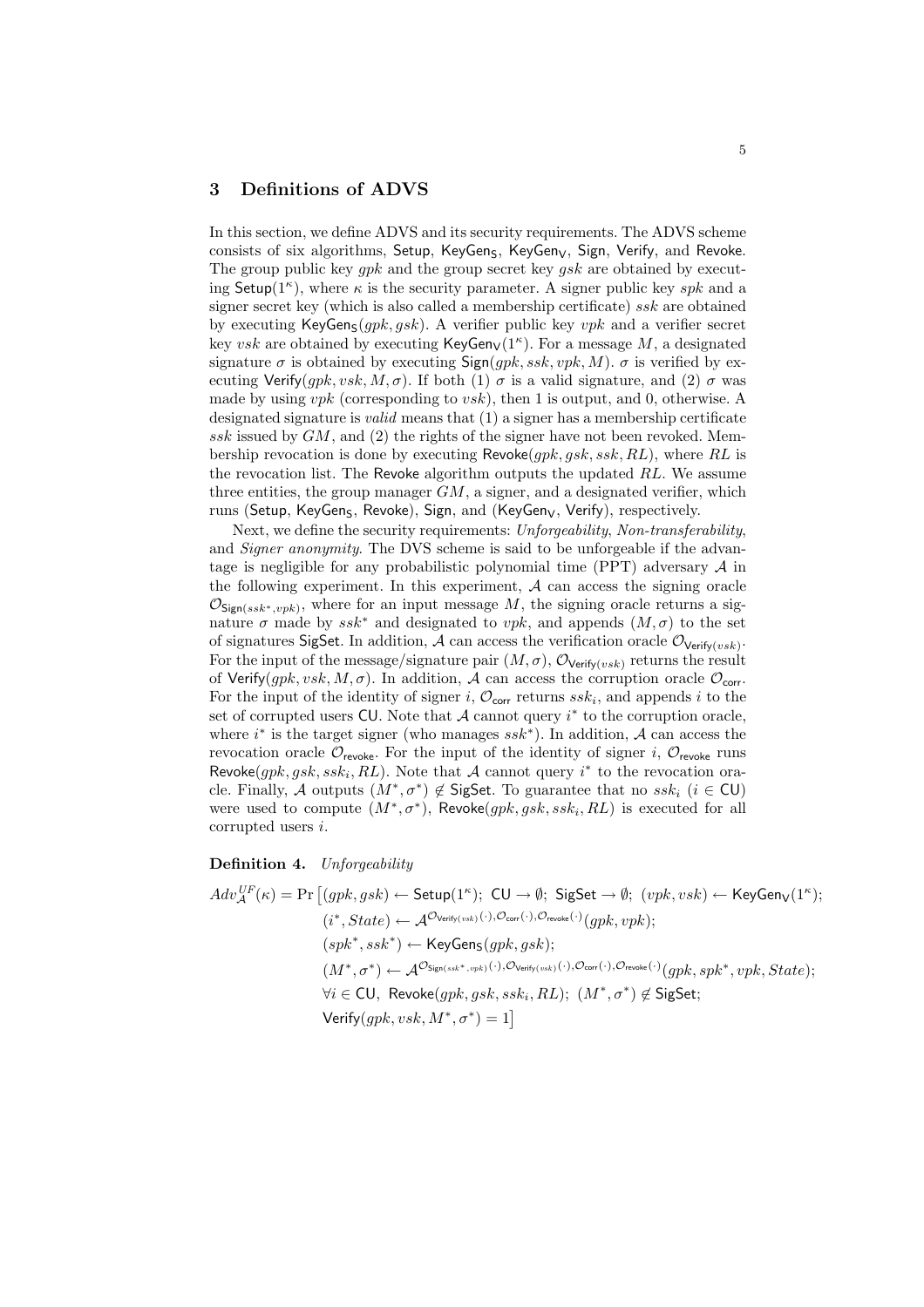## 3 Definitions of ADVS

In this section, we define ADVS and its security requirements. The ADVS scheme consists of six algorithms, $\mathsf{Setup}$, $\mathsf{KeyGen_S}$, $\mathsf{KeyGen_V}$, $\mathsf{Sign}$, $\mathsf{Verify}$, and $\mathsf{Revoke}$. The group public key $gpk$ and the group secret key $gsk$ are obtained by executing $\mathsf{Setup}(1^\kappa)$, where $\kappa$ is the security parameter. A signer public key $spk$ and a signer secret key (which is also called a membership certificate) $ssk$ are obtained by executing $\mathsf{KeyGen_S}(gpk, gsk)$. A verifier public key $vpk$ and a verifier secret key $vsk$ are obtained by executing $\mathsf{KeyGen_V}(1^\kappa)$. For a message $M$, a designated signature $\sigma$ is obtained by executing $\mathsf{Sign}(gpk, ssk, vpk, M)$. $\sigma$ is verified by executing $\mathsf{Verify}(gpk, vsk, M, \sigma)$. If both (1) $\sigma$ is a valid signature, and (2) $\sigma$ was made by using $vpk$ (corresponding to $vsk$), then 1 is output, and 0, otherwise. A designated signature is *valid* means that (1) a signer has a membership certificate $ssk$ issued by $GM$, and (2) the rights of the signer have not been revoked. Membership revocation is done by executing $\mathsf{Revoke}(gpk, gsk, ssk, RL)$, where $RL$ is the revocation list. The $\mathsf{Revoke}$ algorithm outputs the updated $RL$. We assume three entities, the group manager $GM$, a signer, and a designated verifier, which runs ($\mathsf{Setup}$, $\mathsf{KeyGen_S}$, $\mathsf{Revoke}$), $\mathsf{Sign}$, and ($\mathsf{KeyGen_V}$, $\mathsf{Verify}$), respectively.

Next, we define the security requirements: *Unforgeability*, *Non-transferability*, and *Signer anonymity*. The DVS scheme is said to be unforgeable if the advantage is negligible for any probabilistic polynomial time (PPT) adversary $\mathcal{A}$ in the following experiment. In this experiment, $\mathcal{A}$ can access the signing oracle $\mathcal{O}_{\mathsf{Sign}(ssk^*, vpk)}$, where for an input message $M$, the signing oracle returns a signature $\sigma$ made by $ssk^*$ and designated to $vpk$, and appends $(M, \sigma)$ to the set of signatures $\mathsf{SigSet}$. In addition, $\mathcal{A}$ can access the verification oracle $\mathcal{O}_{\mathsf{Verify}(vsk)}$. For the input of the message/signature pair $(M, \sigma)$, $\mathcal{O}_{\mathsf{Verify}(vsk)}$ returns the result of $\mathsf{Verify}(gpk, vsk, M, \sigma)$. In addition, $\mathcal{A}$ can access the corruption oracle $\mathcal{O}_{\mathsf{corr}}$. For the input of the identity of signer $i$, $\mathcal{O}_{\mathsf{corr}}$ returns $ssk_i$, and appends $i$ to the set of corrupted users $\mathsf{CU}$. Note that $\mathcal{A}$ cannot query $i^*$ to the corruption oracle, where $i^*$ is the target signer (who manages $ssk^*$). In addition, $\mathcal{A}$ can access the revocation oracle $\mathcal{O}_{\mathsf{revoke}}$. For the input of the identity of signer $i$, $\mathcal{O}_{\mathsf{revoke}}$ runs $\mathsf{Revoke}(gpk, gsk, ssk_i, RL)$. Note that $\mathcal{A}$ cannot query $i^*$ to the revocation oracle. Finally, $\mathcal{A}$ outputs $(M^*, \sigma^*) \notin \mathsf{SigSet}$. To guarantee that no $ssk_i$ ($i \in \mathsf{CU}$) were used to compute $(M^*, \sigma^*)$, $\mathsf{Revoke}(gpk, gsk, ssk_i, RL)$ is executed for all corrupted users $i$.

**Definition 4.** *Unforgeability*

$$
\begin{aligned}
Adv_{\mathcal{A}}^{UF}(\kappa) = \Pr\big[&(gpk, gsk) \leftarrow \mathsf{Setup}(1^\kappa);\ \mathsf{CU} \rightarrow \emptyset;\ \mathsf{SigSet} \rightarrow \emptyset;\ (vpk, vsk) \leftarrow \mathsf{KeyGen_V}(1^\kappa);\\
&(i^*, State) \leftarrow \mathcal{A}^{\mathcal{O}_{\mathsf{Verify}(vsk)}(\cdot), \mathcal{O}_{\mathsf{corr}}(\cdot), \mathcal{O}_{\mathsf{revoke}}(\cdot)}(gpk, vpk);\\
&(spk^*, ssk^*) \leftarrow \mathsf{KeyGen_S}(gpk, gsk);\\
&(M^*, \sigma^*) \leftarrow \mathcal{A}^{\mathcal{O}_{\mathsf{Sign}(ssk^*, vpk)}(\cdot), \mathcal{O}_{\mathsf{Verify}(vsk)}(\cdot), \mathcal{O}_{\mathsf{corr}}(\cdot), \mathcal{O}_{\mathsf{revoke}}(\cdot)}(gpk, spk^*, vpk, State);\\
&\forall i \in \mathsf{CU},\ \mathsf{Revoke}(gpk, gsk, ssk_i, RL);\ (M^*, \sigma^*) \notin \mathsf{SigSet};\\
&\mathsf{Verify}(gpk, vsk, M^*, \sigma^*) = 1\big]
\end{aligned}
$$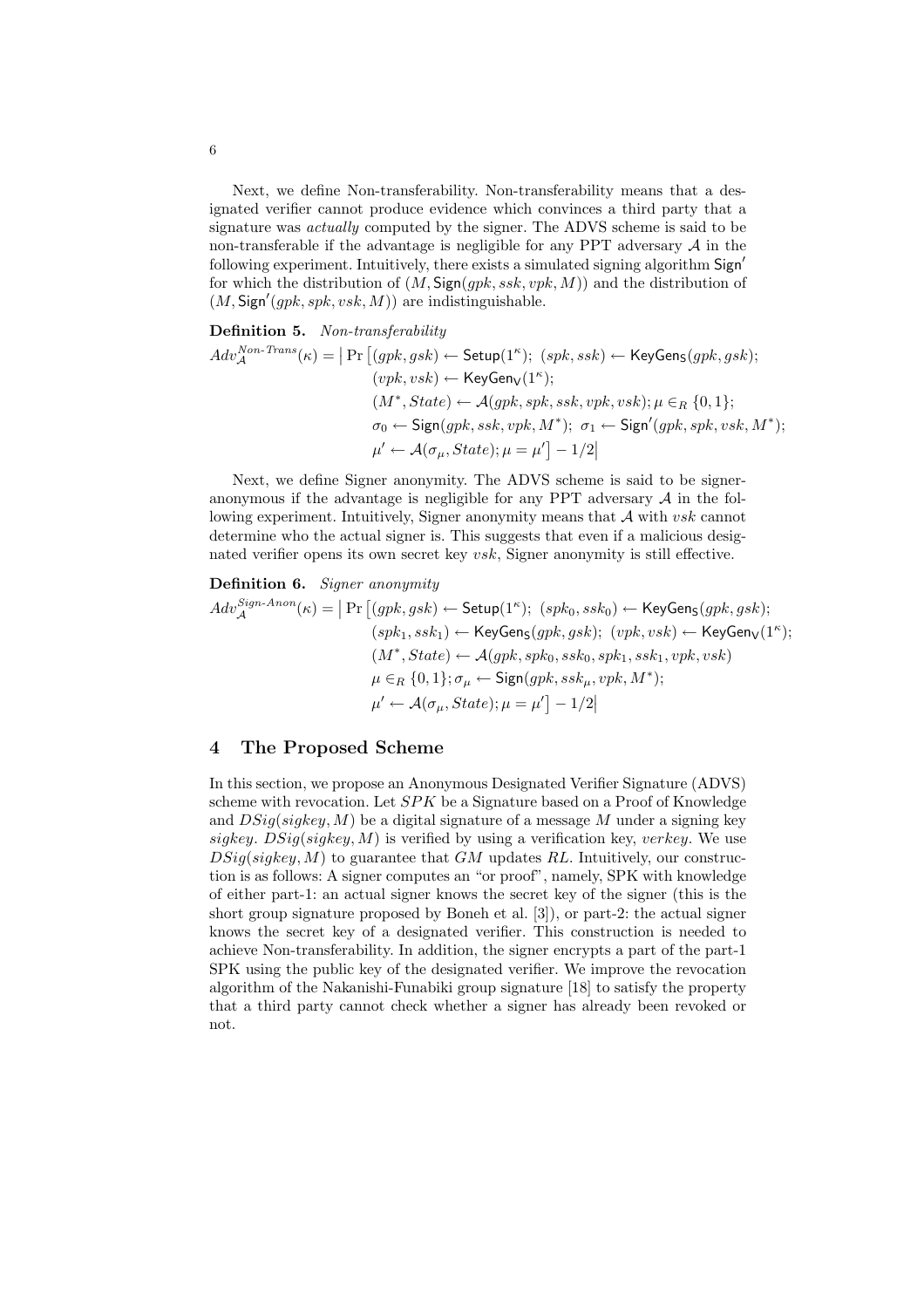Next, we define Non-transferability. Non-transferability means that a designated verifier cannot produce evidence which convinces a third party that a signature was *actually* computed by the signer. The ADVS scheme is said to be non-transferable if the advantage is negligible for any PPT adversary $\mathcal{A}$ in the following experiment. Intuitively, there exists a simulated signing algorithm $\mathsf{Sign}'$ for which the distribution of $(M, \mathsf{Sign}(gpk, ssk, vpk, M))$ and the distribution of $(M, \mathsf{Sign}'(gpk, spk, vsk, M))$ are indistinguishable.

**Definition 5.** *Non-transferability*

$$
\begin{aligned}
Adv_{\mathcal{A}}^{Non\text{-}Trans}(\kappa) = \big| \Pr\big[&(gpk, gsk) \leftarrow \mathsf{Setup}(1^{\kappa});\ (spk, ssk) \leftarrow \mathsf{KeyGen_S}(gpk, gsk);\\
&(vpk, vsk) \leftarrow \mathsf{KeyGen_V}(1^{\kappa});\\
&(M^*, State) \leftarrow \mathcal{A}(gpk, spk, ssk, vpk, vsk); \mu \in_R \{0,1\};\\
&\sigma_0 \leftarrow \mathsf{Sign}(gpk, ssk, vpk, M^*);\ \sigma_1 \leftarrow \mathsf{Sign}'(gpk, spk, vsk, M^*);\\
&\mu' \leftarrow \mathcal{A}(\sigma_\mu, State); \mu = \mu'\big] - 1/2\big|
\end{aligned}
$$

Next, we define Signer anonymity. The ADVS scheme is said to be signer-anonymous if the advantage is negligible for any PPT adversary $\mathcal{A}$ in the following experiment. Intuitively, Signer anonymity means that $\mathcal{A}$ with $vsk$ cannot determine who the actual signer is. This suggests that even if a malicious designated verifier opens its own secret key $vsk$, Signer anonymity is still effective.

**Definition 6.** *Signer anonymity*

$$
\begin{aligned}
Adv_{\mathcal{A}}^{Sign\text{-}Anon}(\kappa) = \big| \Pr\big[&(gpk, gsk) \leftarrow \mathsf{Setup}(1^{\kappa});\ (spk_0, ssk_0) \leftarrow \mathsf{KeyGen_S}(gpk, gsk);\\
&(spk_1, ssk_1) \leftarrow \mathsf{KeyGen_S}(gpk, gsk);\ (vpk, vsk) \leftarrow \mathsf{KeyGen_V}(1^{\kappa});\\
&(M^*, State) \leftarrow \mathcal{A}(gpk, spk_0, ssk_0, spk_1, ssk_1, vpk, vsk)\\
&\mu \in_R \{0,1\}; \sigma_\mu \leftarrow \mathsf{Sign}(gpk, ssk_\mu, vpk, M^*);\\
&\mu' \leftarrow \mathcal{A}(\sigma_\mu, State); \mu = \mu'\big] - 1/2\big|
\end{aligned}
$$

## 4 The Proposed Scheme

In this section, we propose an Anonymous Designated Verifier Signature (ADVS) scheme with revocation. Let $SPK$ be a Signature based on a Proof of Knowledge and $DSig(sigkey, M)$ be a digital signature of a message $M$ under a signing key $sigkey$. $DSig(sigkey, M)$ is verified by using a verification key, $verkey$. We use $DSig(sigkey, M)$ to guarantee that $GM$ updates $RL$. Intuitively, our construction is as follows: A signer computes an "or proof", namely, SPK with knowledge of either part-1: an actual signer knows the secret key of the signer (this is the short group signature proposed by Boneh et al. [3]), or part-2: the actual signer knows the secret key of a designated verifier. This construction is needed to achieve Non-transferability. In addition, the signer encrypts a part of the part-1 SPK using the public key of the designated verifier. We improve the revocation algorithm of the Nakanishi-Funabiki group signature [18] to satisfy the property that a third party cannot check whether a signer has already been revoked or not.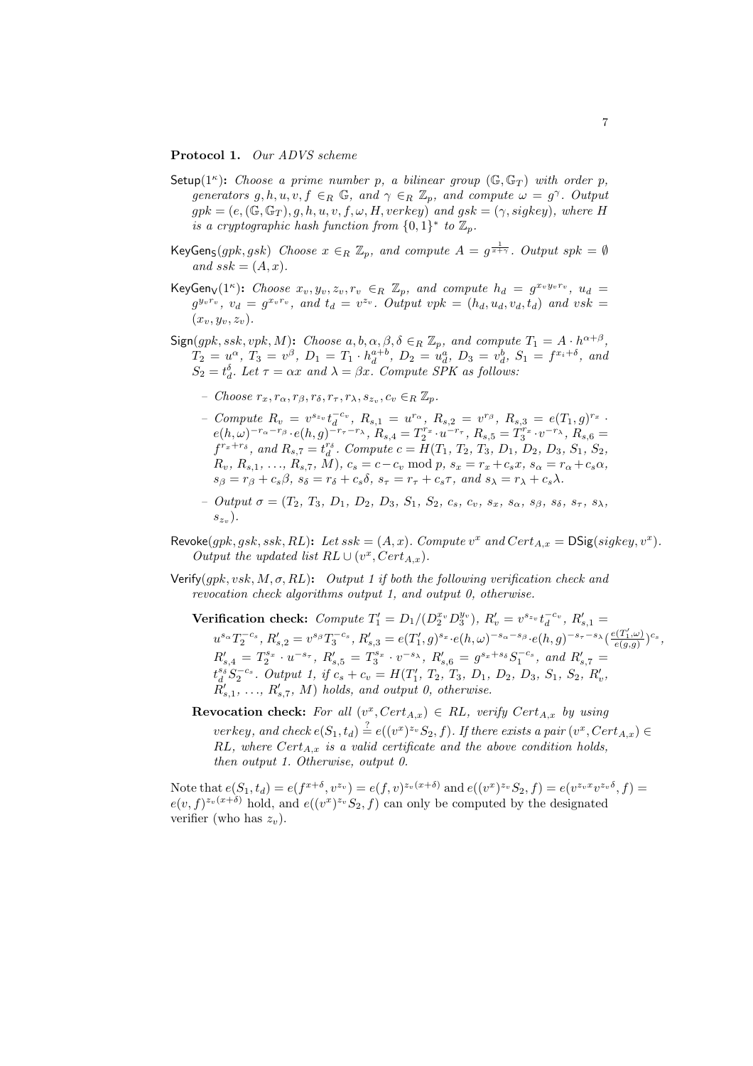**Protocol 1.** *Our ADVS scheme*

- $\mathsf{Setup}(1^\kappa)$**:** *Choose a prime number $p$, a bilinear group $(\mathbb{G}, \mathbb{G}_T)$ with order $p$, generators $g, h, u, v, f \in_R \mathbb{G}$, and $\gamma \in_R \mathbb{Z}_p$, and compute $\omega = g^\gamma$. Output $gpk = (e, (\mathbb{G}, \mathbb{G}_T), g, h, u, v, f, \omega, H, verkey)$ and $gsk = (\gamma, sigkey)$, where $H$ is a cryptographic hash function from $\{0,1\}^*$ to $\mathbb{Z}_p$.*
- $\mathsf{KeyGen_S}(gpk, gsk)$ *Choose $x \in_R \mathbb{Z}_p$, and compute $A = g^{\frac{1}{x+\gamma}}$. Output $spk = \emptyset$ and $ssk = (A, x)$.*
- $\mathsf{KeyGen_V}(1^\kappa)$**:** *Choose $x_v, y_v, z_v, r_v \in_R \mathbb{Z}_p$, and compute $h_d = g^{x_v y_v r_v}$, $u_d = g^{y_v r_v}$, $v_d = g^{x_v r_v}$, and $t_d = v^{z_v}$. Output $vpk = (h_d, u_d, v_d, t_d)$ and $vsk = (x_v, y_v, z_v)$.*
- $\mathsf{Sign}(gpk, ssk, vpk, M)$**:** *Choose $a, b, \alpha, \beta, \delta \in_R \mathbb{Z}_p$, and compute $T_1 = A \cdot h^{\alpha+\beta}$, $T_2 = u^\alpha$, $T_3 = v^\beta$, $D_1 = T_1 \cdot h_d^{a+b}$, $D_2 = u_d^a$, $D_3 = v_d^b$, $S_1 = f^{x_i+\delta}$, and $S_2 = t_d^\delta$. Let $\tau = \alpha x$ and $\lambda = \beta x$. Compute SPK as follows:*
  - *Choose $r_x, r_\alpha, r_\beta, r_\delta, r_\tau, r_\lambda, s_{z_v}, c_v \in_R \mathbb{Z}_p$.*
  - *Compute $R_v = v^{s_{z_v}} t_d^{-c_v}$, $R_{s,1} = u^{r_\alpha}$, $R_{s,2} = v^{r_\beta}$, $R_{s,3} = e(T_1, g)^{r_x} \cdot e(h, \omega)^{-r_\alpha - r_\beta} \cdot e(h, g)^{-r_\tau - r_\lambda}$, $R_{s,4} = T_2^{r_x} \cdot u^{-r_\tau}$, $R_{s,5} = T_3^{r_x} \cdot v^{-r_\lambda}$, $R_{s,6} = f^{r_x + r_\delta}$, and $R_{s,7} = t_d^{r_\delta}$. Compute $c = H(T_1, T_2, T_3, D_1, D_2, D_3, S_1, S_2, R_v, R_{s,1}, \ldots, R_{s,7}, M)$, $c_s = c - c_v \bmod p$, $s_x = r_x + c_s x$, $s_\alpha = r_\alpha + c_s \alpha$, $s_\beta = r_\beta + c_s \beta$, $s_\delta = r_\delta + c_s \delta$, $s_\tau = r_\tau + c_s \tau$, and $s_\lambda = r_\lambda + c_s \lambda$.*
  - *Output $\sigma = (T_2, T_3, D_1, D_2, D_3, S_1, S_2, c_s, c_v, s_x, s_\alpha, s_\beta, s_\delta, s_\tau, s_\lambda, s_{z_v})$.*
- $\mathsf{Revoke}(gpk, gsk, ssk, RL)$**:** *Let $ssk = (A, x)$. Compute $v^x$ and $Cert_{A,x} = \mathsf{DSig}(sigkey, v^x)$. Output the updated list $RL \cup (v^x, Cert_{A,x})$.*
- $\mathsf{Verify}(gpk, vsk, M, \sigma, RL)$**:** *Output 1 if both the following verification check and revocation check algorithms output 1, and output 0, otherwise.*

  **Verification check:** *Compute $T_1' = D_1/(D_2^{x_v} D_3^{y_v})$, $R_v' = v^{s_{z_v}} t_d^{-c_v}$, $R_{s,1}' = u^{s_\alpha} T_2^{-c_s}$, $R_{s,2}' = v^{s_\beta} T_3^{-c_s}$, $R_{s,3}' = e(T_1', g)^{s_x} \cdot e(h, \omega)^{-s_\alpha - s_\beta} \cdot e(h, g)^{-s_\tau - s_\lambda} (\frac{e(T_1', \omega)}{e(g,g)})^{c_s}$, $R_{s,4}' = T_2^{s_x} \cdot u^{-s_\tau}$, $R_{s,5}' = T_3^{s_x} \cdot v^{-s_\lambda}$, $R_{s,6}' = g^{s_x + s_\delta} S_1^{-c_s}$, and $R_{s,7}' = t_d^{s_\delta} S_2^{-c_s}$. Output 1, if $c_s + c_v = H(T_1', T_2, T_3, D_1, D_2, D_3, S_1, S_2, R_v', R_{s,1}', \ldots, R_{s,7}', M)$ holds, and output 0, otherwise.*

  **Revocation check:** *For all $(v^x, Cert_{A,x}) \in RL$, verify $Cert_{A,x}$ by using $verkey$, and check $e(S_1, t_d) \stackrel{?}{=} e((v^x)^{z_v} S_2, f)$. If there exists a pair $(v^x, Cert_{A,x}) \in RL$, where $Cert_{A,x}$ is a valid certificate and the above condition holds, then output 1. Otherwise, output 0.*

Note that $e(S_1, t_d) = e(f^{x+\delta}, v^{z_v}) = e(f, v)^{z_v(x+\delta)}$ and $e((v^x)^{z_v} S_2, f) = e(v^{z_v x} v^{z_v \delta}, f) = e(v, f)^{z_v(x+\delta)}$ hold, and $e((v^x)^{z_v} S_2, f)$ can only be computed by the designated verifier (who has $z_v$).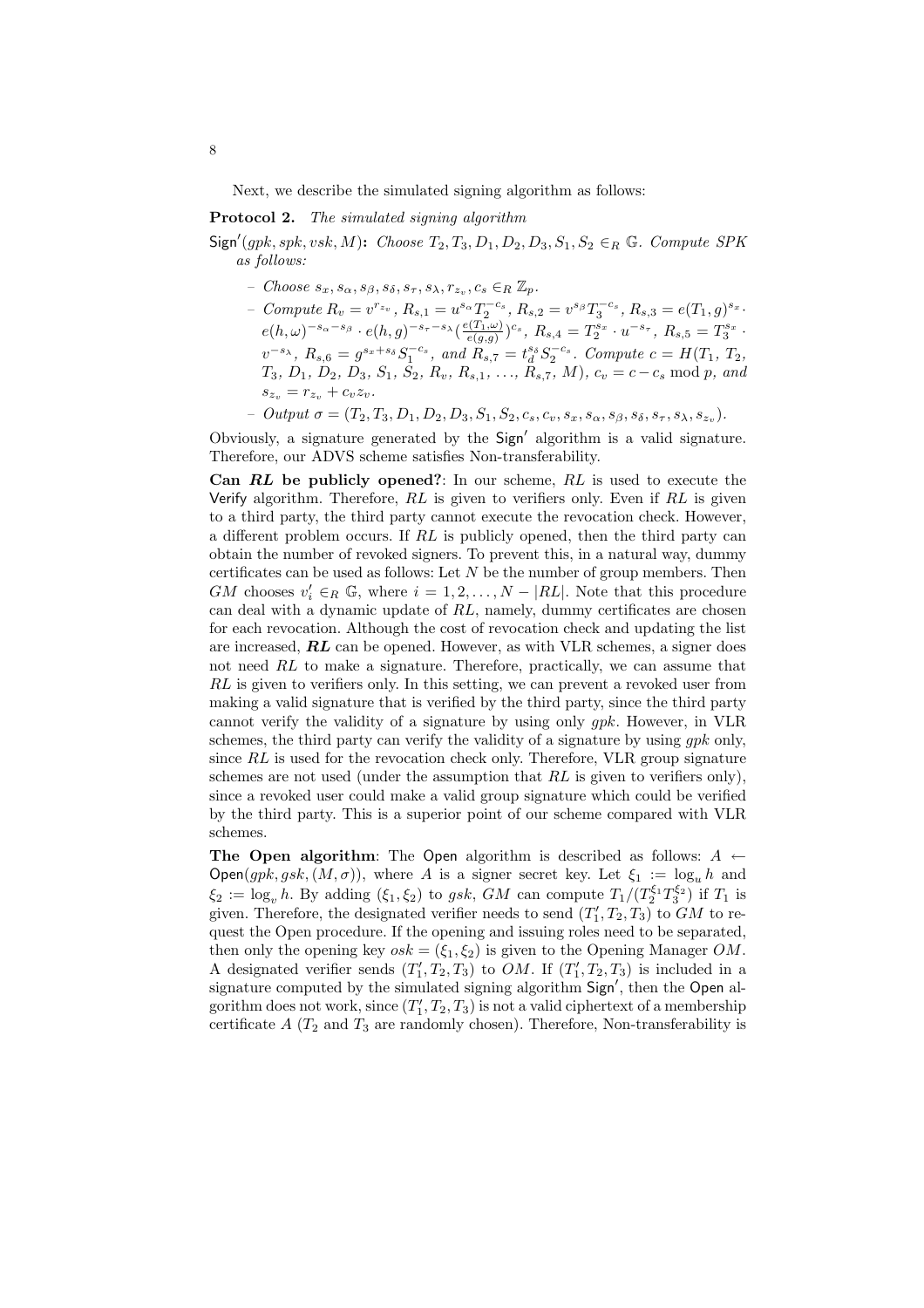Next, we describe the simulated signing algorithm as follows:

**Protocol 2.** *The simulated signing algorithm*

$\mathsf{Sign}'(gpk, spk, vsk, M)$**:** *Choose* $T_2, T_3, D_1, D_2, D_3, S_1, S_2 \in_R \mathbb{G}$. *Compute SPK as follows:*

- *Choose* $s_x, s_\alpha, s_\beta, s_\delta, s_\tau, s_\lambda, r_{z_v}, c_s \in_R \mathbb{Z}_p$.
- *Compute* $R_v = v^{r_{z_v}}$, $R_{s,1} = u^{s_\alpha} T_2^{-c_s}$, $R_{s,2} = v^{s_\beta} T_3^{-c_s}$, $R_{s,3} = e(T_1, g)^{s_x} \cdot e(h, \omega)^{-s_\alpha - s_\beta} \cdot e(h, g)^{-s_\tau - s_\lambda} (\frac{e(T_1, \omega)}{e(g,g)})^{c_s}$, $R_{s,4} = T_2^{s_x} \cdot u^{-s_\tau}$, $R_{s,5} = T_3^{s_x} \cdot v^{-s_\lambda}$, $R_{s,6} = g^{s_x + s_\delta} S_1^{-c_s}$, *and* $R_{s,7} = t_d^{s_\delta} S_2^{-c_s}$. *Compute* $c = H(T_1, T_2, T_3, D_1, D_2, D_3, S_1, S_2, R_v, R_{s,1}, \ldots, R_{s,7}, M)$, $c_v = c - c_s \bmod p$, *and* $s_{z_v} = r_{z_v} + c_v z_v$.
- *Output* $\sigma = (T_2, T_3, D_1, D_2, D_3, S_1, S_2, c_s, c_v, s_x, s_\alpha, s_\beta, s_\delta, s_\tau, s_\lambda, s_{z_v})$.

Obviously, a signature generated by the $\mathsf{Sign}'$ algorithm is a valid signature. Therefore, our ADVS scheme satisfies Non-transferability.

**Can *RL* be publicly opened?**: In our scheme, $RL$ is used to execute the Verify algorithm. Therefore, $RL$ is given to verifiers only. Even if $RL$ is given to a third party, the third party cannot execute the revocation check. However, a different problem occurs. If $RL$ is publicly opened, then the third party can obtain the number of revoked signers. To prevent this, in a natural way, dummy certificates can be used as follows: Let $N$ be the number of group members. Then $GM$ chooses $v'_i \in_R \mathbb{G}$, where $i = 1, 2, \ldots, N - |RL|$. Note that this procedure can deal with a dynamic update of $RL$, namely, dummy certificates are chosen for each revocation. Although the cost of revocation check and updating the list are increased, ***RL*** can be opened. However, as with VLR schemes, a signer does not need $RL$ to make a signature. Therefore, practically, we can assume that $RL$ is given to verifiers only. In this setting, we can prevent a revoked user from making a valid signature that is verified by the third party, since the third party cannot verify the validity of a signature by using only $gpk$. However, in VLR schemes, the third party can verify the validity of a signature by using $gpk$ only, since $RL$ is used for the revocation check only. Therefore, VLR group signature schemes are not used (under the assumption that $RL$ is given to verifiers only), since a revoked user could make a valid group signature which could be verified by the third party. This is a superior point of our scheme compared with VLR schemes.

**The Open algorithm**: The Open algorithm is described as follows: $A \leftarrow \mathsf{Open}(gpk, gsk, (M, \sigma))$, where $A$ is a signer secret key. Let $\xi_1 := \log_u h$ and $\xi_2 := \log_v h$. By adding $(\xi_1, \xi_2)$ to $gsk$, $GM$ can compute $T_1/(T_2^{\xi_1} T_3^{\xi_2})$ if $T_1$ is given. Therefore, the designated verifier needs to send $(T'_1, T_2, T_3)$ to $GM$ to request the Open procedure. If the opening and issuing roles need to be separated, then only the opening key $osk = (\xi_1, \xi_2)$ is given to the Opening Manager $OM$. A designated verifier sends $(T'_1, T_2, T_3)$ to $OM$. If $(T'_1, T_2, T_3)$ is included in a signature computed by the simulated signing algorithm $\mathsf{Sign}'$, then the Open algorithm does not work, since $(T'_1, T_2, T_3)$ is not a valid ciphertext of a membership certificate $A$ ($T_2$ and $T_3$ are randomly chosen). Therefore, Non-transferability is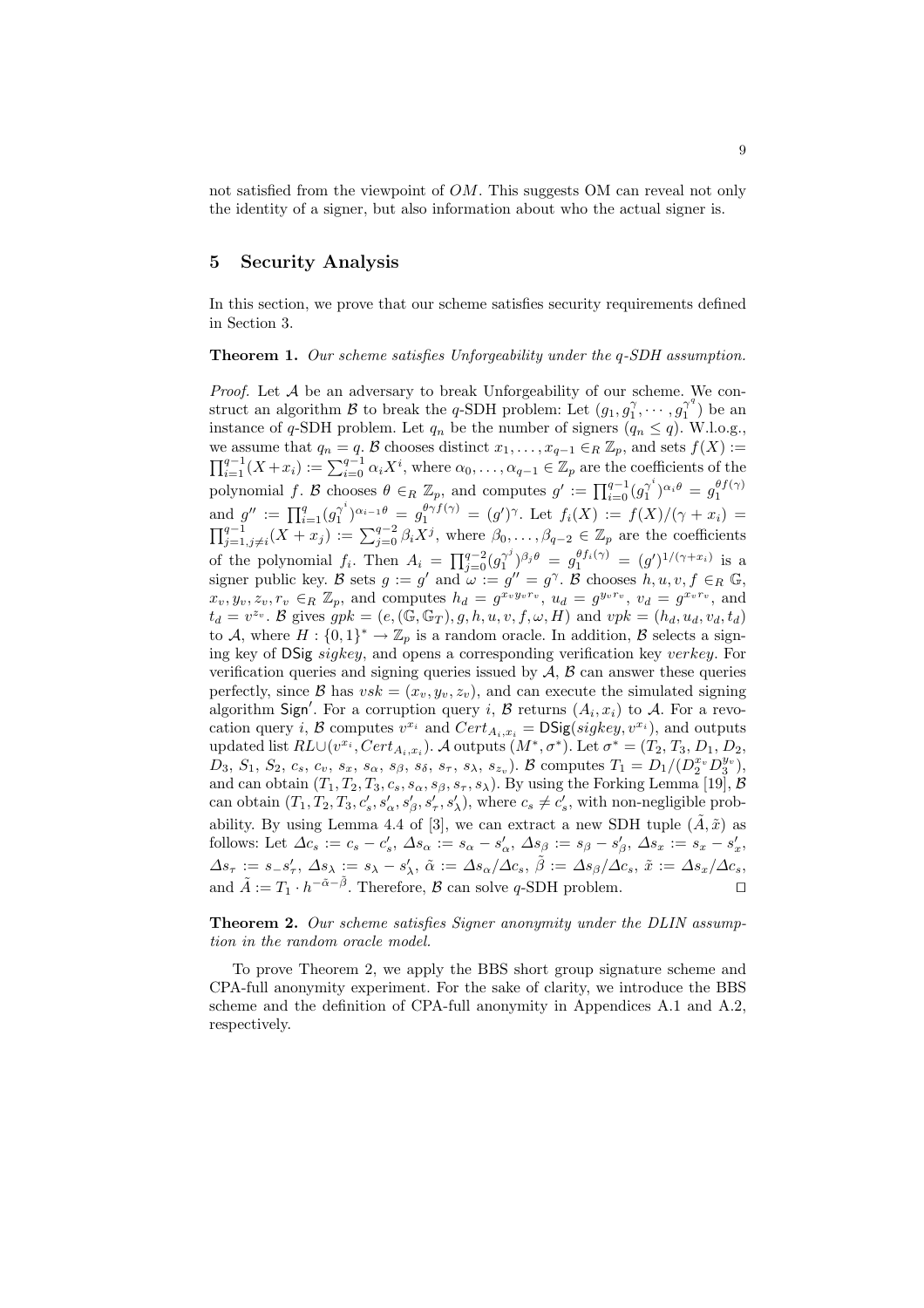not satisfied from the viewpoint of $OM$. This suggests OM can reveal not only the identity of a signer, but also information about who the actual signer is.

## 5 Security Analysis

In this section, we prove that our scheme satisfies security requirements defined in Section 3.

**Theorem 1.** *Our scheme satisfies Unforgeability under the q-SDH assumption.*

*Proof.* Let $\mathcal{A}$ be an adversary to break Unforgeability of our scheme. We construct an algorithm $\mathcal{B}$ to break the $q$-SDH problem: Let $(g_1, g_1^{\gamma}, \cdots, g_1^{\gamma^q})$ be an instance of $q$-SDH problem. Let $q_n$ be the number of signers ($q_n \leq q$). W.l.o.g., we assume that $q_n = q$. $\mathcal{B}$ chooses distinct $x_1, \ldots, x_{q-1} \in_R \mathbb{Z}_p$, and sets $f(X) := \prod_{i=1}^{q-1}(X + x_i) := \sum_{i=0}^{q-1} \alpha_i X^i$, where $\alpha_0, \ldots, \alpha_{q-1} \in \mathbb{Z}_p$ are the coefficients of the polynomial $f$. $\mathcal{B}$ chooses $\theta \in_R \mathbb{Z}_p$, and computes $g' := \prod_{i=0}^{q-1}(g_1^{\gamma^i})^{\alpha_i \theta} = g_1^{\theta f(\gamma)}$ and $g'' := \prod_{i=1}^{q}(g_1^{\gamma^i})^{\alpha_{i-1}\theta} = g_1^{\theta \gamma f(\gamma)} = (g')^{\gamma}$. Let $f_i(X) := f(X)/(\gamma + x_i) = \prod_{j=1, j \neq i}^{q-1}(X + x_j) := \sum_{j=0}^{q-2} \beta_i X^j$, where $\beta_0, \ldots, \beta_{q-2} \in \mathbb{Z}_p$ are the coefficients of the polynomial $f_i$. Then $A_i = \prod_{j=0}^{q-2}(g_1^{\gamma^j})^{\beta_j \theta} = g_1^{\theta f_i(\gamma)} = (g')^{1/(\gamma + x_i)}$ is a signer public key. $\mathcal{B}$ sets $g := g'$ and $\omega := g'' = g^{\gamma}$. $\mathcal{B}$ chooses $h, u, v, f \in_R \mathbb{G}$, $x_v, y_v, z_v, r_v \in_R \mathbb{Z}_p$, and computes $h_d = g^{x_v y_v r_v}$, $u_d = g^{y_v r_v}$, $v_d = g^{x_v r_v}$, and $t_d = v^{z_v}$. $\mathcal{B}$ gives $gpk = (e, (\mathbb{G}, \mathbb{G}_T), g, h, u, v, f, \omega, H)$ and $vpk = (h_d, u_d, v_d, t_d)$ to $\mathcal{A}$, where $H : \{0,1\}^* \to \mathbb{Z}_p$ is a random oracle. In addition, $\mathcal{B}$ selects a signing key of $\mathsf{DSig}$ $sigkey$, and opens a corresponding verification key $verkey$. For verification queries and signing queries issued by $\mathcal{A}$, $\mathcal{B}$ can answer these queries perfectly, since $\mathcal{B}$ has $vsk = (x_v, y_v, z_v)$, and can execute the simulated signing algorithm $\mathsf{Sign}'$. For a corruption query $i$, $\mathcal{B}$ returns $(A_i, x_i)$ to $\mathcal{A}$. For a revocation query $i$, $\mathcal{B}$ computes $v^{x_i}$ and $Cert_{A_i, x_i} = \mathsf{DSig}(sigkey, v^{x_i})$, and outputs updated list $RL \cup (v^{x_i}, Cert_{A_i, x_i})$. $\mathcal{A}$ outputs $(M^*, \sigma^*)$. Let $\sigma^* = (T_2, T_3, D_1, D_2, D_3, S_1, S_2, c_s, c_v, s_x, s_\alpha, s_\beta, s_\delta, s_\tau, s_\lambda, s_{z_v})$. $\mathcal{B}$ computes $T_1 = D_1/(D_2^{x_v} D_3^{y_v})$, and can obtain $(T_1, T_2, T_3, c_s, s_\alpha, s_\beta, s_\tau, s_\lambda)$. By using the Forking Lemma [19], $\mathcal{B}$ can obtain $(T_1, T_2, T_3, c_s', s_\alpha', s_\beta', s_\tau', s_\lambda')$, where $c_s \neq c_s'$, with non-negligible probability. By using Lemma 4.4 of [3], we can extract a new SDH tuple $(\tilde{A}, \tilde{x})$ as follows: Let $\Delta c_s := c_s - c_s'$, $\Delta s_\alpha := s_\alpha - s_\alpha'$, $\Delta s_\beta := s_\beta - s_\beta'$, $\Delta s_x := s_x - s_x'$, $\Delta s_\tau := s_{-} s_\tau'$, $\Delta s_\lambda := s_\lambda - s_\lambda'$, $\tilde{\alpha} := \Delta s_\alpha / \Delta c_s$, $\tilde{\beta} := \Delta s_\beta / \Delta c_s$, $\tilde{x} := \Delta s_x / \Delta c_s$, and $\tilde{A} := T_1 \cdot h^{-\tilde{\alpha} - \tilde{\beta}}$. Therefore, $\mathcal{B}$ can solve $q$-SDH problem. $\square$

**Theorem 2.** *Our scheme satisfies Signer anonymity under the DLIN assumption in the random oracle model.*

To prove Theorem 2, we apply the BBS short group signature scheme and CPA-full anonymity experiment. For the sake of clarity, we introduce the BBS scheme and the definition of CPA-full anonymity in Appendices A.1 and A.2, respectively.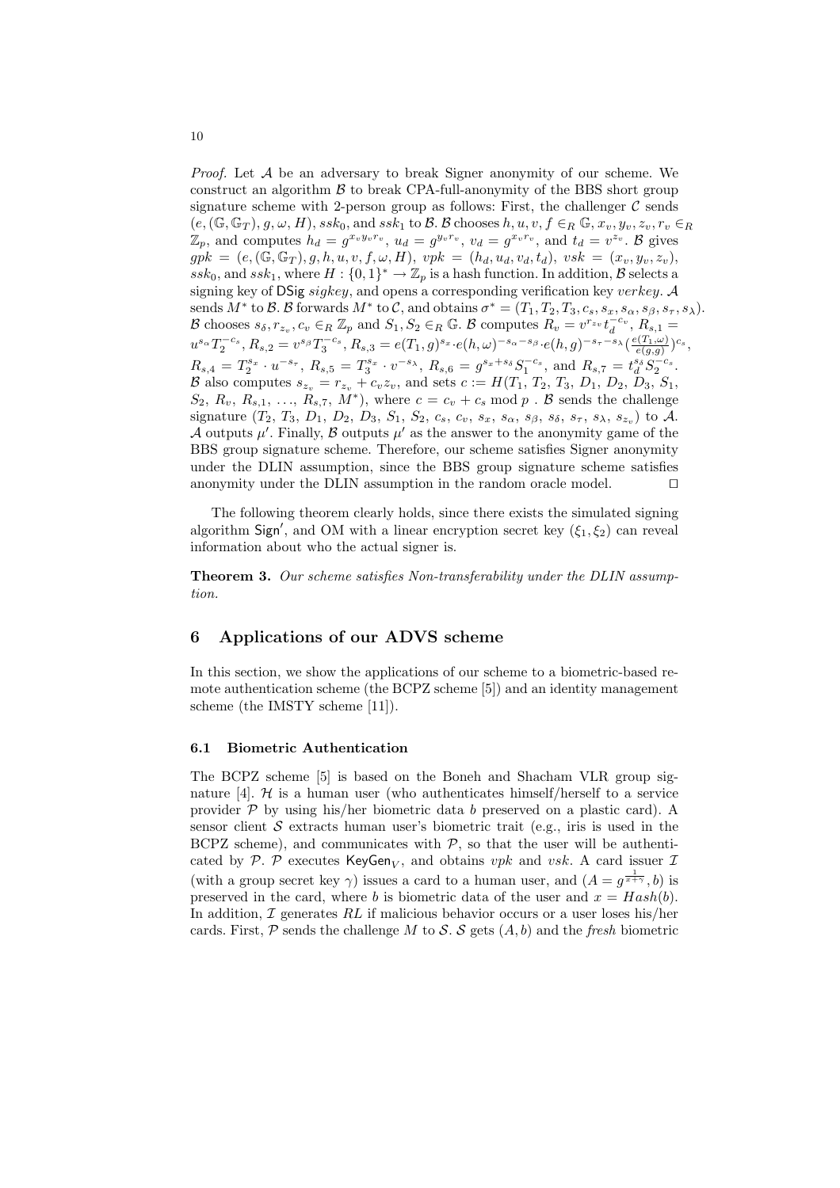*Proof.* Let $\mathcal{A}$ be an adversary to break Signer anonymity of our scheme. We construct an algorithm $\mathcal{B}$ to break CPA-full-anonymity of the BBS short group signature scheme with 2-person group as follows: First, the challenger $\mathcal{C}$ sends $(e, (\mathbb{G}, \mathbb{G}_T), g, \omega, H)$, $ssk_0$, and $ssk_1$ to $\mathcal{B}$. $\mathcal{B}$ chooses $h, u, v, f \in_R \mathbb{G}$, $x_v, y_v, z_v, r_v \in_R \mathbb{Z}_p$, and computes $h_d = g^{x_v y_v r_v}$, $u_d = g^{y_v r_v}$, $v_d = g^{x_v r_v}$, and $t_d = v^{z_v}$. $\mathcal{B}$ gives $gpk = (e, (\mathbb{G}, \mathbb{G}_T), g, h, u, v, f, \omega, H)$, $vpk = (h_d, u_d, v_d, t_d)$, $vsk = (x_v, y_v, z_v)$, $ssk_0$, and $ssk_1$, where $H : \{0,1\}^* \rightarrow \mathbb{Z}_p$ is a hash function. In addition, $\mathcal{B}$ selects a signing key of $\mathsf{DSig}$ $sigkey$, and opens a corresponding verification key $verkey$. $\mathcal{A}$ sends $M^*$ to $\mathcal{B}$. $\mathcal{B}$ forwards $M^*$ to $\mathcal{C}$, and obtains $\sigma^* = (T_1, T_2, T_3, c_s, s_x, s_\alpha, s_\beta, s_\tau, s_\lambda)$. $\mathcal{B}$ chooses $s_\delta, r_{z_v}, c_v \in_R \mathbb{Z}_p$ and $S_1, S_2 \in_R \mathbb{G}$. $\mathcal{B}$ computes $R_v = v^{r_{z_v}} t_d^{-c_v}$, $R_{s,1} = u^{s_\alpha} T_2^{-c_s}$, $R_{s,2} = v^{s_\beta} T_3^{-c_s}$, $R_{s,3} = e(T_1, g)^{s_x} \cdot e(h, \omega)^{-s_\alpha - s_\beta} \cdot e(h, g)^{-s_\tau - s_\lambda} (\frac{e(T_1, \omega)}{e(g,g)})^{c_s}$, $R_{s,4} = T_2^{s_x} \cdot u^{-s_\tau}$, $R_{s,5} = T_3^{s_x} \cdot v^{-s_\lambda}$, $R_{s,6} = g^{s_x + s_\delta} S_1^{-c_s}$, and $R_{s,7} = t_d^{s_\delta} S_2^{-c_s}$. $\mathcal{B}$ also computes $s_{z_v} = r_{z_v} + c_v z_v$, and sets $c := H(T_1, T_2, T_3, D_1, D_2, D_3, S_1, S_2, R_v, R_{s,1}, \ldots, R_{s,7}, M^*)$, where $c = c_v + c_s \bmod p$ . $\mathcal{B}$ sends the challenge signature $(T_2, T_3, D_1, D_2, D_3, S_1, S_2, c_s, c_v, s_x, s_\alpha, s_\beta, s_\delta, s_\tau, s_\lambda, s_{z_v})$ to $\mathcal{A}$. $\mathcal{A}$ outputs $\mu'$. Finally, $\mathcal{B}$ outputs $\mu'$ as the answer to the anonymity game of the BBS group signature scheme. Therefore, our scheme satisfies Signer anonymity under the DLIN assumption, since the BBS group signature scheme satisfies anonymity under the DLIN assumption in the random oracle model. $\square$

The following theorem clearly holds, since there exists the simulated signing algorithm $\mathsf{Sign}'$, and OM with a linear encryption secret key $(\xi_1, \xi_2)$ can reveal information about who the actual signer is.

**Theorem 3.** *Our scheme satisfies Non-transferability under the DLIN assumption.*

## 6 Applications of our ADVS scheme

In this section, we show the applications of our scheme to a biometric-based remote authentication scheme (the BCPZ scheme [5]) and an identity management scheme (the IMSTY scheme [11]).

### 6.1 Biometric Authentication

The BCPZ scheme [5] is based on the Boneh and Shacham VLR group signature [4]. $\mathcal{H}$ is a human user (who authenticates himself/herself to a service provider $\mathcal{P}$ by using his/her biometric data $b$ preserved on a plastic card). A sensor client $\mathcal{S}$ extracts human user's biometric trait (e.g., iris is used in the BCPZ scheme), and communicates with $\mathcal{P}$, so that the user will be authenticated by $\mathcal{P}$. $\mathcal{P}$ executes $\mathsf{KeyGen}_V$, and obtains $vpk$ and $vsk$. A card issuer $\mathcal{I}$ (with a group secret key $\gamma$) issues a card to a human user, and $(A = g^{\frac{1}{x+\gamma}}, b)$ is preserved in the card, where $b$ is biometric data of the user and $x = Hash(b)$. In addition, $\mathcal{I}$ generates $RL$ if malicious behavior occurs or a user loses his/her cards. First, $\mathcal{P}$ sends the challenge $M$ to $\mathcal{S}$. $\mathcal{S}$ gets $(A, b)$ and the *fresh* biometric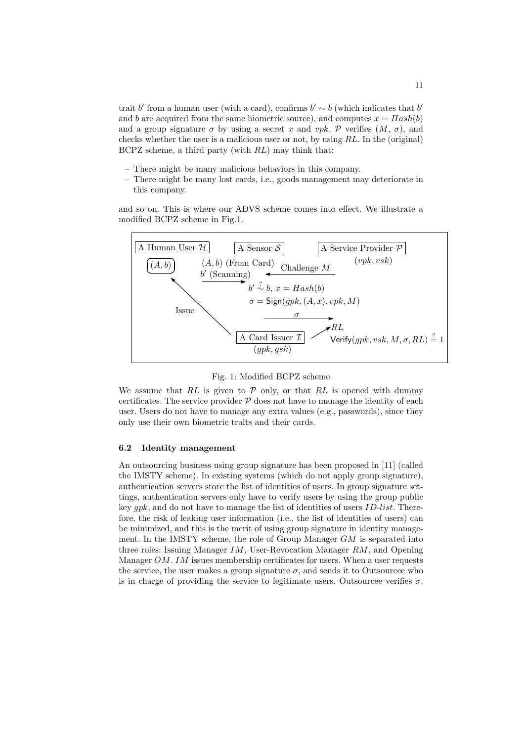trait $b'$ from a human user (with a card), confirms $b' \sim b$ (which indicates that $b'$ and $b$ are acquired from the same biometric source), and computes $x = Hash(b)$ and a group signature $\sigma$ by using a secret $x$ and $vpk$. $\mathcal{P}$ verifies ($M$, $\sigma$), and checks whether the user is a malicious user or not, by using $RL$. In the (original) BCPZ scheme, a third party (with $RL$) may think that:

- There might be many malicious behaviors in this company.
- There might be many lost cards, i.e., goods management may deteriorate in this company.

and so on. This is where our ADVS scheme comes into effect. We illustrate a modified BCPZ scheme in Fig.1.

A Human User $\mathcal{H}$ &nbsp;&nbsp; A Sensor $\mathcal{S}$ &nbsp;&nbsp; A Service Provider $\mathcal{P}$

$(A, b)$ &nbsp;&nbsp; $(A, b)$ (From Card) &nbsp; $b'$ (Scanning) &nbsp;&nbsp; Challenge $M$ &nbsp;&nbsp; $(vpk, vsk)$

$b' \overset{?}{\sim} b$, $x = Hash(b)$

$\sigma = \mathsf{Sign}(gpk, (A, x), vpk, M)$

Issue &nbsp;&nbsp; $\sigma$

$RL$

A Card Issuer $\mathcal{I}$ &nbsp;&nbsp; $(gpk, gsk)$ &nbsp;&nbsp; $\mathsf{Verify}(gpk, vsk, M, \sigma, RL) \overset{?}{=} 1$

Fig. 1: Modified BCPZ scheme

We assume that $RL$ is given to $\mathcal{P}$ only, or that $RL$ is opened with dummy certificates. The service provider $\mathcal{P}$ does not have to manage the identity of each user. Users do not have to manage any extra values (e.g., passwords), since they only use their own biometric traits and their cards.

### 6.2 Identity management

An outsourcing business using group signature has been proposed in [11] (called the IMSTY scheme). In existing systems (which do not apply group signature), authentication servers store the list of identities of users. In group signature settings, authentication servers only have to verify users by using the group public key $gpk$, and do not have to manage the list of identities of users $ID\text{-}list$. Therefore, the risk of leaking user information (i.e., the list of identities of users) can be minimized, and this is the merit of using group signature in identity management. In the IMSTY scheme, the role of Group Manager $GM$ is separated into three roles: Issuing Manager $IM$, User-Revocation Manager $RM$, and Opening Manager $OM$. $IM$ issues membership certificates for users. When a user requests the service, the user makes a group signature $\sigma$, and sends it to Outsourcee who is in charge of providing the service to legitimate users. Outsourcee verifies $\sigma$,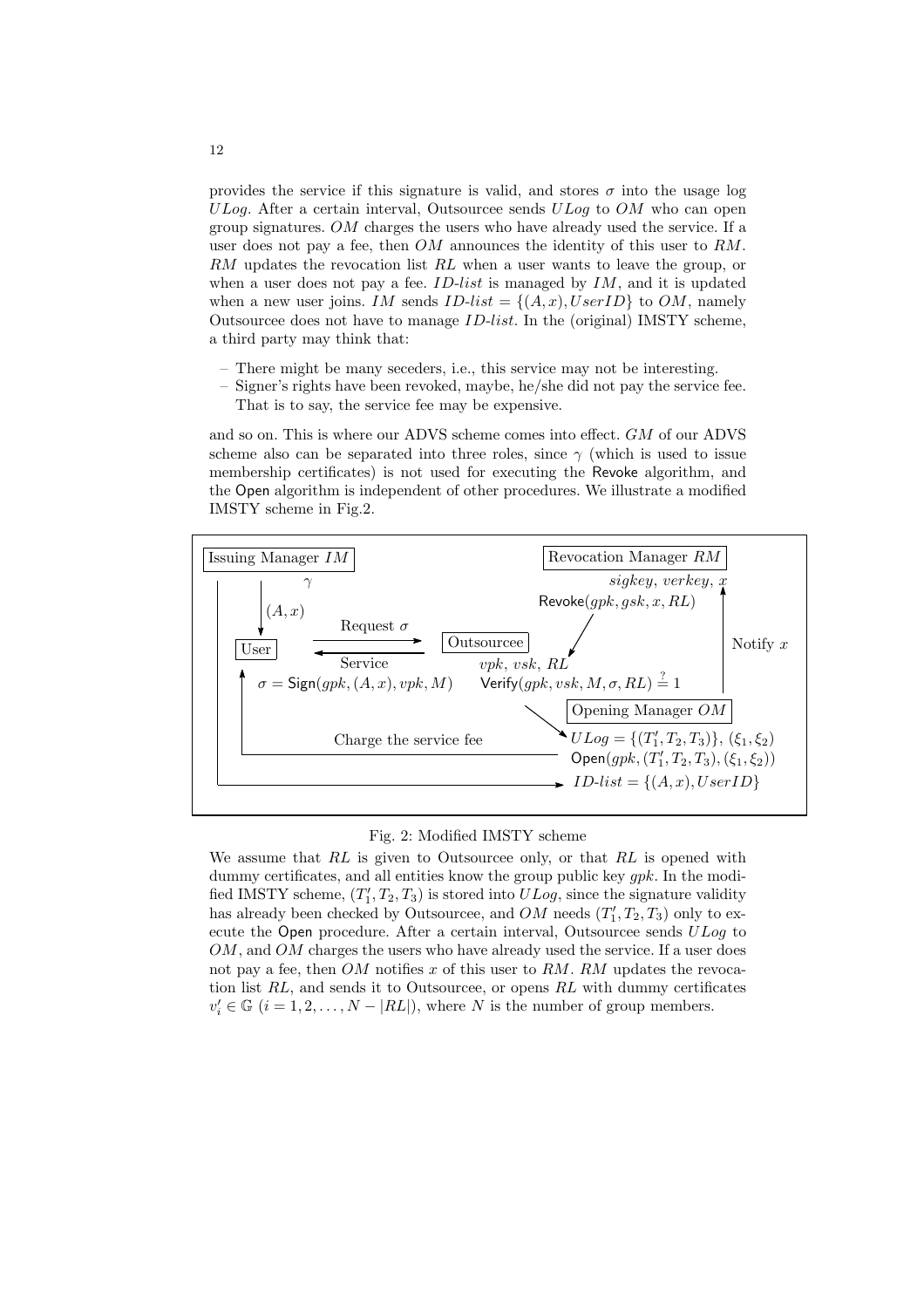provides the service if this signature is valid, and stores $\sigma$ into the usage log $ULog$. After a certain interval, Outsourcee sends $ULog$ to $OM$ who can open group signatures. $OM$ charges the users who have already used the service. If a user does not pay a fee, then $OM$ announces the identity of this user to $RM$. $RM$ updates the revocation list $RL$ when a user wants to leave the group, or when a user does not pay a fee. $ID\text{-}list$ is managed by $IM$, and it is updated when a new user joins. $IM$ sends $ID\text{-}list = \{(A, x), UserID\}$ to $OM$, namely Outsourcee does not have to manage $ID\text{-}list$. In the (original) IMSTY scheme, a third party may think that:

- There might be many seceders, i.e., this service may not be interesting.
- Signer's rights have been revoked, maybe, he/she did not pay the service fee. That is to say, the service fee may be expensive.

and so on. This is where our ADVS scheme comes into effect. $GM$ of our ADVS scheme also can be separated into three roles, since $\gamma$ (which is used to issue membership certificates) is not used for executing the Revoke algorithm, and the Open algorithm is independent of other procedures. We illustrate a modified IMSTY scheme in Fig.2.

Issuing Manager $IM$ — $\gamma$ — $(A, x)$ — User — Request $\sigma$ — Service — $\sigma = \mathsf{Sign}(gpk, (A, x), vpk, M)$ — Outsourcee — $vpk$, $vsk$, $RL$ — $\mathsf{Verify}(gpk, vsk, M, \sigma, RL) \stackrel{?}{=} 1$ — Revocation Manager $RM$ — $sigkey$, $verkey$, $x$ — $\mathsf{Revoke}(gpk, gsk, x, RL)$ — Notify $x$ — Opening Manager $OM$ — $ULog = \{(T_1', T_2, T_3)\}$, $(\xi_1, \xi_2)$ — $\mathsf{Open}(gpk, (T_1', T_2, T_3), (\xi_1, \xi_2))$ — Charge the service fee — $ID\text{-}list = \{(A, x), UserID\}$

Fig. 2: Modified IMSTY scheme

We assume that $RL$ is given to Outsourcee only, or that $RL$ is opened with dummy certificates, and all entities know the group public key $gpk$. In the modified IMSTY scheme, $(T_1', T_2, T_3)$ is stored into $ULog$, since the signature validity has already been checked by Outsourcee, and $OM$ needs $(T_1', T_2, T_3)$ only to execute the Open procedure. After a certain interval, Outsourcee sends $ULog$ to $OM$, and $OM$ charges the users who have already used the service. If a user does not pay a fee, then $OM$ notifies $x$ of this user to $RM$. $RM$ updates the revocation list $RL$, and sends it to Outsourcee, or opens $RL$ with dummy certificates $v_i' \in \mathbb{G}$ $(i = 1, 2, \ldots, N - |RL|)$, where $N$ is the number of group members.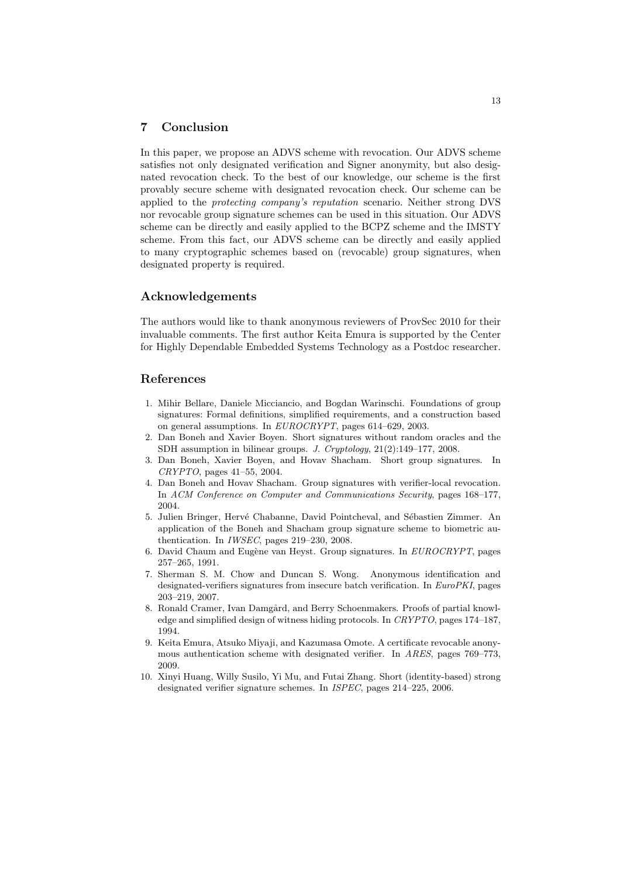## 7 Conclusion

In this paper, we propose an ADVS scheme with revocation. Our ADVS scheme satisfies not only designated verification and Signer anonymity, but also designated revocation check. To the best of our knowledge, our scheme is the first provably secure scheme with designated revocation check. Our scheme can be applied to the *protecting company's reputation* scenario. Neither strong DVS nor revocable group signature schemes can be used in this situation. Our ADVS scheme can be directly and easily applied to the BCPZ scheme and the IMSTY scheme. From this fact, our ADVS scheme can be directly and easily applied to many cryptographic schemes based on (revocable) group signatures, when designated property is required.

## Acknowledgements

The authors would like to thank anonymous reviewers of ProvSec 2010 for their invaluable comments. The first author Keita Emura is supported by the Center for Highly Dependable Embedded Systems Technology as a Postdoc researcher.

## References

1. Mihir Bellare, Daniele Micciancio, and Bogdan Warinschi. Foundations of group signatures: Formal definitions, simplified requirements, and a construction based on general assumptions. In *EUROCRYPT*, pages 614–629, 2003.
2. Dan Boneh and Xavier Boyen. Short signatures without random oracles and the SDH assumption in bilinear groups. *J. Cryptology*, 21(2):149–177, 2008.
3. Dan Boneh, Xavier Boyen, and Hovav Shacham. Short group signatures. In *CRYPTO*, pages 41–55, 2004.
4. Dan Boneh and Hovav Shacham. Group signatures with verifier-local revocation. In *ACM Conference on Computer and Communications Security*, pages 168–177, 2004.
5. Julien Bringer, Hervé Chabanne, David Pointcheval, and Sébastien Zimmer. An application of the Boneh and Shacham group signature scheme to biometric authentication. In *IWSEC*, pages 219–230, 2008.
6. David Chaum and Eugène van Heyst. Group signatures. In *EUROCRYPT*, pages 257–265, 1991.
7. Sherman S. M. Chow and Duncan S. Wong. Anonymous identification and designated-verifiers signatures from insecure batch verification. In *EuroPKI*, pages 203–219, 2007.
8. Ronald Cramer, Ivan Damgård, and Berry Schoenmakers. Proofs of partial knowledge and simplified design of witness hiding protocols. In *CRYPTO*, pages 174–187, 1994.
9. Keita Emura, Atsuko Miyaji, and Kazumasa Omote. A certificate revocable anonymous authentication scheme with designated verifier. In *ARES*, pages 769–773, 2009.
10. Xinyi Huang, Willy Susilo, Yi Mu, and Futai Zhang. Short (identity-based) strong designated verifier signature schemes. In *ISPEC*, pages 214–225, 2006.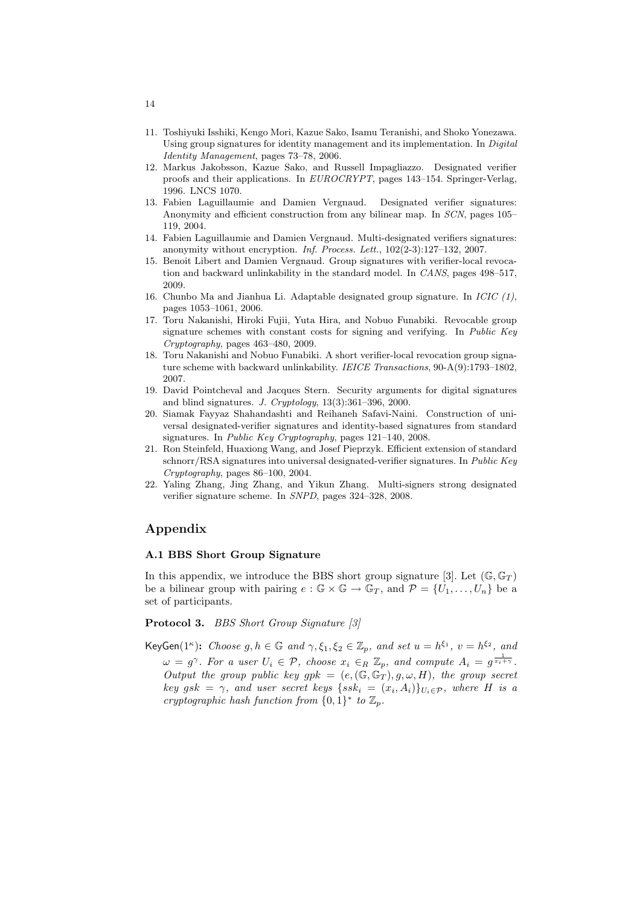11. Toshiyuki Isshiki, Kengo Mori, Kazue Sako, Isamu Teranishi, and Shoko Yonezawa. Using group signatures for identity management and its implementation. In *Digital Identity Management*, pages 73–78, 2006.
12. Markus Jakobsson, Kazue Sako, and Russell Impagliazzo. Designated verifier proofs and their applications. In *EUROCRYPT*, pages 143–154. Springer-Verlag, 1996. LNCS 1070.
13. Fabien Laguillaumie and Damien Vergnaud. Designated verifier signatures: Anonymity and efficient construction from any bilinear map. In *SCN*, pages 105–119, 2004.
14. Fabien Laguillaumie and Damien Vergnaud. Multi-designated verifiers signatures: anonymity without encryption. *Inf. Process. Lett.*, 102(2-3):127–132, 2007.
15. Benoit Libert and Damien Vergnaud. Group signatures with verifier-local revocation and backward unlinkability in the standard model. In *CANS*, pages 498–517, 2009.
16. Chunbo Ma and Jianhua Li. Adaptable designated group signature. In *ICIC (1)*, pages 1053–1061, 2006.
17. Toru Nakanishi, Hiroki Fujii, Yuta Hira, and Nobuo Funabiki. Revocable group signature schemes with constant costs for signing and verifying. In *Public Key Cryptography*, pages 463–480, 2009.
18. Toru Nakanishi and Nobuo Funabiki. A short verifier-local revocation group signature scheme with backward unlinkability. *IEICE Transactions*, 90-A(9):1793–1802, 2007.
19. David Pointcheval and Jacques Stern. Security arguments for digital signatures and blind signatures. *J. Cryptology*, 13(3):361–396, 2000.
20. Siamak Fayyaz Shahandashti and Reihaneh Safavi-Naini. Construction of universal designated-verifier signatures and identity-based signatures from standard signatures. In *Public Key Cryptography*, pages 121–140, 2008.
21. Ron Steinfeld, Huaxiong Wang, and Josef Pieprzyk. Efficient extension of standard schnorr/RSA signatures into universal designated-verifier signatures. In *Public Key Cryptography*, pages 86–100, 2004.
22. Yaling Zhang, Jing Zhang, and Yikun Zhang. Multi-signers strong designated verifier signature scheme. In *SNPD*, pages 324–328, 2008.

# Appendix

### A.1 BBS Short Group Signature

In this appendix, we introduce the BBS short group signature [3]. Let $(\mathbb{G}, \mathbb{G}_T)$ be a bilinear group with pairing $e : \mathbb{G} \times \mathbb{G} \to \mathbb{G}_T$, and $\mathcal{P} = \{U_1, \ldots, U_n\}$ be a set of participants.

**Protocol 3.** *BBS Short Group Signature [3]*

$\mathsf{KeyGen}(1^\kappa)$**:** *Choose* $g, h \in \mathbb{G}$ *and* $\gamma, \xi_1, \xi_2 \in \mathbb{Z}_p$*, and set* $u = h^{\xi_1}$*,* $v = h^{\xi_2}$*, and* $\omega = g^\gamma$*. For a user* $U_i \in \mathcal{P}$*, choose* $x_i \in_R \mathbb{Z}_p$*, and compute* $A_i = g^{\frac{1}{x_i+\gamma}}$*. Output the group public key* $gpk = (e, (\mathbb{G}, \mathbb{G}_T), g, \omega, H)$*, the group secret key* $gsk = \gamma$*, and user secret keys* $\{ssk_i = (x_i, A_i)\}_{U_i \in \mathcal{P}}$*, where* $H$ *is a cryptographic hash function from* $\{0,1\}^*$ *to* $\mathbb{Z}_p$*.*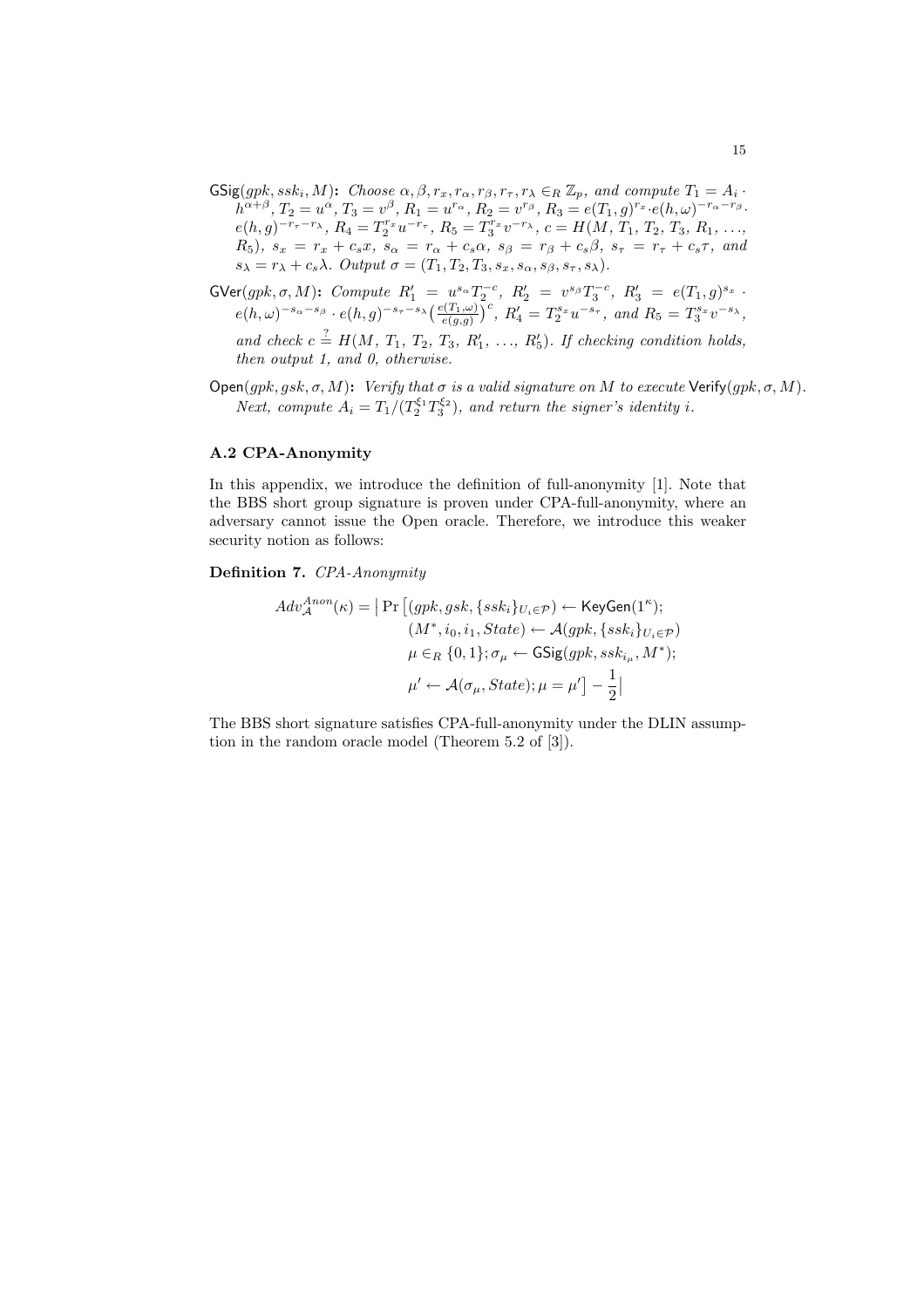$\mathsf{GSig}(gpk, ssk_i, M)$**:** *Choose* $\alpha, \beta, r_x, r_\alpha, r_\beta, r_\tau, r_\lambda \in_R \mathbb{Z}_p$*, and compute* $T_1 = A_i \cdot h^{\alpha+\beta}$, $T_2 = u^{\alpha}$, $T_3 = v^{\beta}$, $R_1 = u^{r_\alpha}$, $R_2 = v^{r_\beta}$, $R_3 = e(T_1, g)^{r_x} \cdot e(h, \omega)^{-r_\alpha - r_\beta} \cdot e(h, g)^{-r_\tau - r_\lambda}$, $R_4 = T_2^{r_x} u^{-r_\tau}$, $R_5 = T_3^{r_x} v^{-r_\lambda}$, $c = H(M, T_1, T_2, T_3, R_1, \ldots, R_5)$, $s_x = r_x + c_s x$, $s_\alpha = r_\alpha + c_s \alpha$, $s_\beta = r_\beta + c_s \beta$, $s_\tau = r_\tau + c_s \tau$, *and* $s_\lambda = r_\lambda + c_s \lambda$*. Output* $\sigma = (T_1, T_2, T_3, s_x, s_\alpha, s_\beta, s_\tau, s_\lambda)$.

$\mathsf{GVer}(gpk, \sigma, M)$**:** *Compute* $R_1' = u^{s_\alpha} T_2^{-c}$, $R_2' = v^{s_\beta} T_3^{-c}$, $R_3' = e(T_1, g)^{s_x} \cdot e(h, \omega)^{-s_\alpha - s_\beta} \cdot e(h, g)^{-s_\tau - s_\lambda} \left(\frac{e(T_1, \omega)}{e(g, g)}\right)^{c}$, $R_4' = T_2^{s_x} u^{-s_\tau}$, *and* $R_5 = T_3^{s_x} v^{-s_\lambda}$, *and check* $c \stackrel{?}{=} H(M, T_1, T_2, T_3, R_1', \ldots, R_5')$*. If checking condition holds, then output 1, and 0, otherwise.*

$\mathsf{Open}(gpk, gsk, \sigma, M)$**:** *Verify that* $\sigma$ *is a valid signature on* $M$ *to execute* $\mathsf{Verify}(gpk, \sigma, M)$*. Next, compute* $A_i = T_1 / (T_2^{\xi_1} T_3^{\xi_2})$*, and return the signer's identity* $i$*.*

### A.2 CPA-Anonymity

In this appendix, we introduce the definition of full-anonymity [1]. Note that the BBS short group signature is proven under CPA-full-anonymity, where an adversary cannot issue the Open oracle. Therefore, we introduce this weaker security notion as follows:

**Definition 7.** *CPA-Anonymity*

$$
\begin{aligned}
Adv_{\mathcal{A}}^{Anon}(\kappa) = \big| \Pr\big[ & (gpk, gsk, \{ssk_i\}_{U_i \in \mathcal{P}}) \leftarrow \mathsf{KeyGen}(1^\kappa); \\
& (M^*, i_0, i_1, State) \leftarrow \mathcal{A}(gpk, \{ssk_i\}_{U_i \in \mathcal{P}}) \\
& \mu \in_R \{0, 1\}; \sigma_\mu \leftarrow \mathsf{GSig}(gpk, ssk_{i_\mu}, M^*); \\
& \mu' \leftarrow \mathcal{A}(\sigma_\mu, State); \mu = \mu' \big] - \frac{1}{2} \big|
\end{aligned}
$$

The BBS short signature satisfies CPA-full-anonymity under the DLIN assumption in the random oracle model (Theorem 5.2 of [3]).